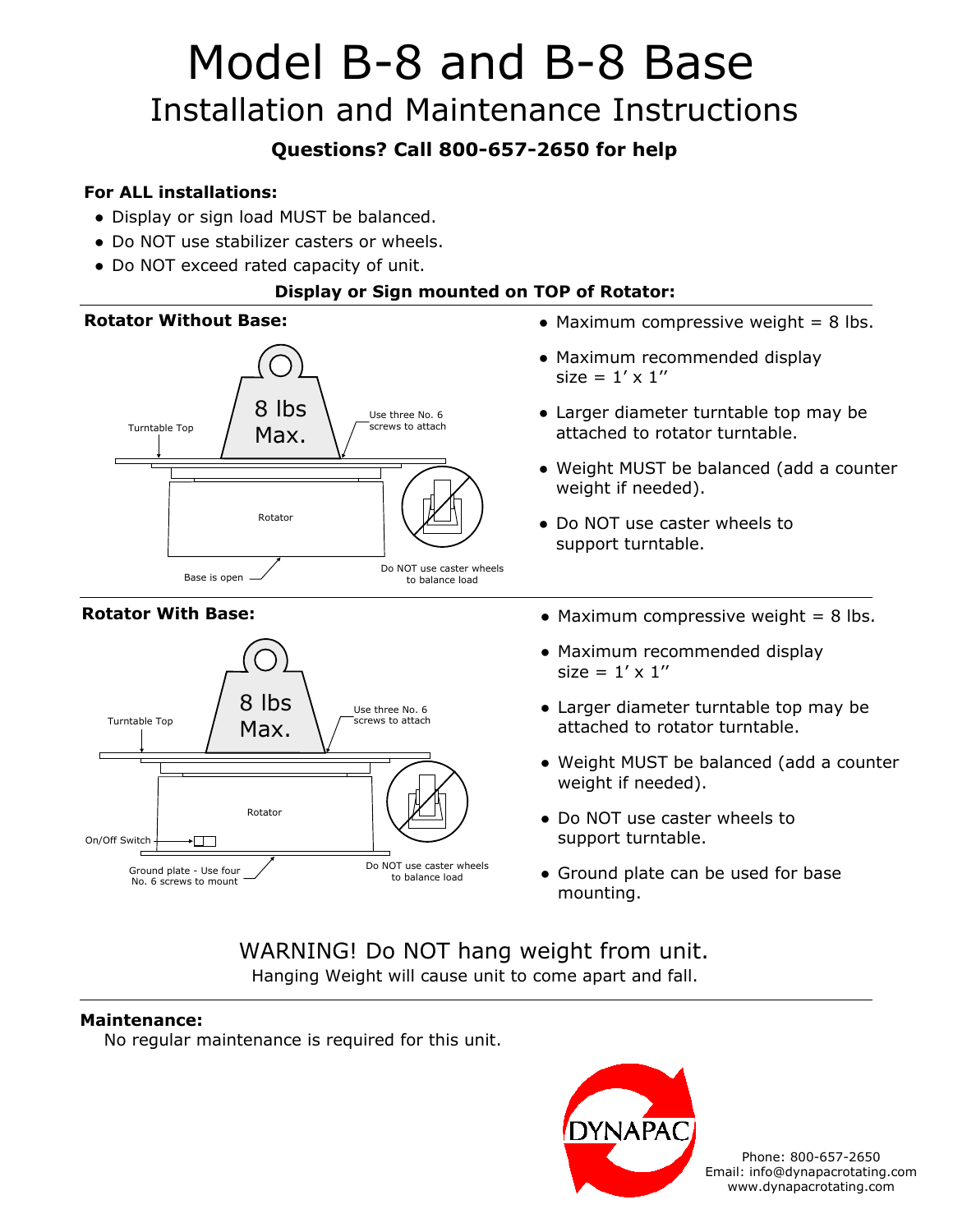# Model B-8 and B-8 Base

## Installation and Maintenance Instructions

**Questions? Call 800-657-2650 for help**

**For ALL installations:**

- Display or sign load MUST be balanced.
- Do NOT use stabilizer casters or wheels.
- Do NOT exceed rated capacity of unit.

**Display or Sign mounted on TOP of Rotator:**

**Rotator Without Base:**

Turntable Top

8 lbs Max.

Use three No. 6 screws to attach

Rotator

Base is open

Do NOT use caster wheels to balance load

- Maximum compressive weight = 8 lbs.
- Maximum recommended display size = 1′ x 1″
- Larger diameter turntable top may be attached to rotator turntable.
- Weight MUST be balanced (add a counter weight if needed).
- Do NOT use caster wheels to support turntable.

**Rotator With Base:**

Turntable Top

8 lbs Max.

Use three No. 6 screws to attach

Rotator

On/Off Switch

Ground plate - Use four No. 6 screws to mount

Do NOT use caster wheels to balance load

- Maximum compressive weight = 8 lbs.
- Maximum recommended display size = 1′ x 1″
- Larger diameter turntable top may be attached to rotator turntable.
- Weight MUST be balanced (add a counter weight if needed).
- Do NOT use caster wheels to support turntable.
- Ground plate can be used for base mounting.

WARNING! Do NOT hang weight from unit.

Hanging Weight will cause unit to come apart and fall.

**Maintenance:**

No regular maintenance is required for this unit.

DYNAPAC

Phone: 800-657-2650
Email: info@dynapacrotating.com
www.dynapacrotating.com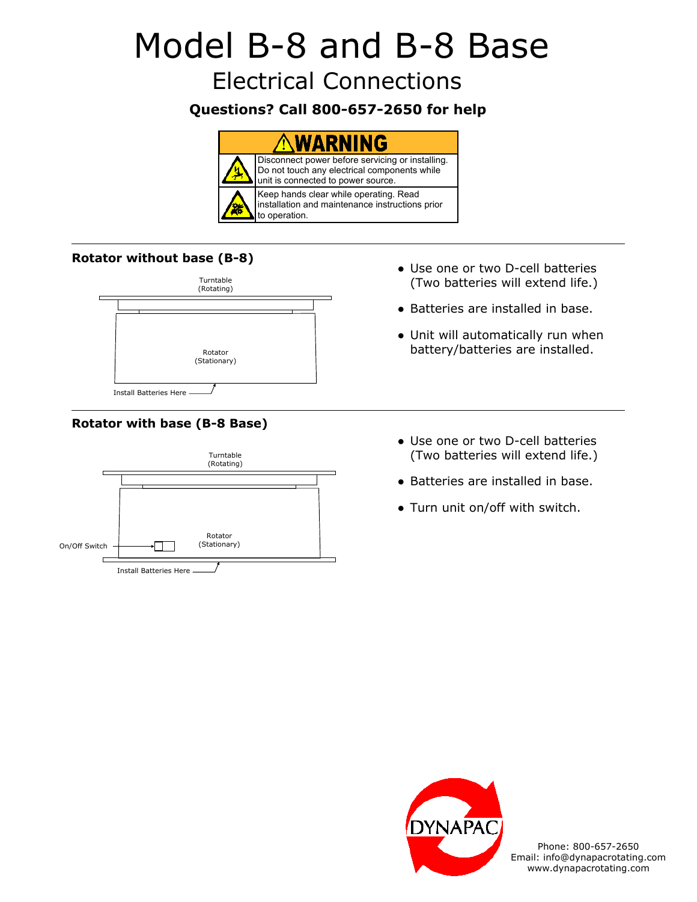# Model B-8 and B-8 Base

## Electrical Connections

**Questions? Call 800-657-2650 for help**

**WARNING**

Disconnect power before servicing or installing. Do not touch any electrical components while unit is connected to power source.

Keep hands clear while operating. Read installation and maintenance instructions prior to operation.

---

### Rotator without base (B-8)

Turntable
(Rotating)

Rotator
(Stationary)

Install Batteries Here

- Use one or two D-cell batteries (Two batteries will extend life.)
- Batteries are installed in base.
- Unit will automatically run when battery/batteries are installed.

---

### Rotator with base (B-8 Base)

Turntable
(Rotating)

On/Off Switch

Rotator
(Stationary)

Install Batteries Here

- Use one or two D-cell batteries (Two batteries will extend life.)
- Batteries are installed in base.
- Turn unit on/off with switch.

DYNAPAC

Phone: 800-657-2650
Email: info@dynapacrotating.com
www.dynapacrotating.com